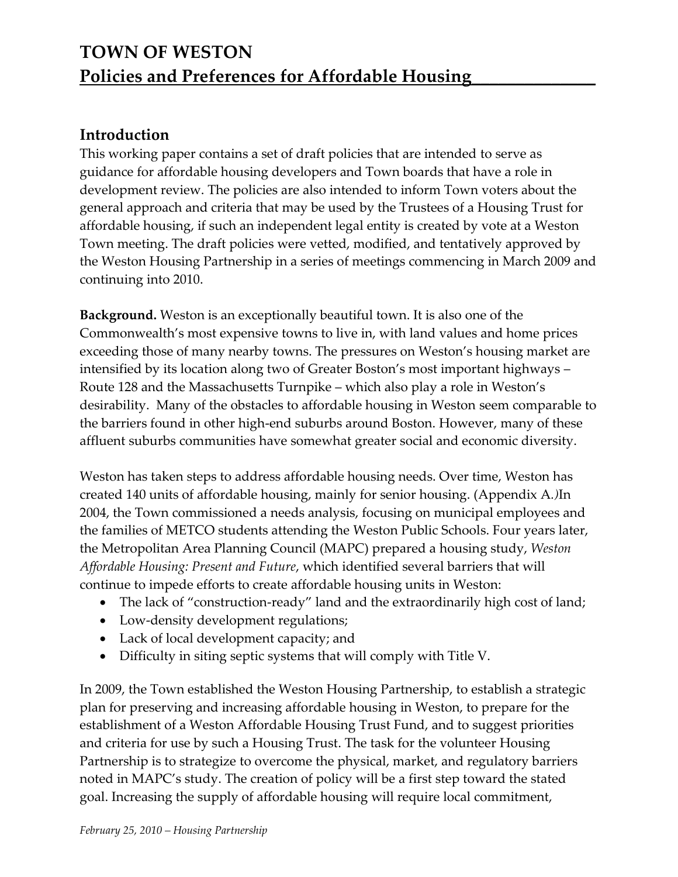# TOWN OF WESTON

## Policies and Preferences for Affordable Housing

### Introduction

This working paper contains a set of draft policies that are intended to serve as guidance for affordable housing developers and Town boards that have a role in development review. The policies are also intended to inform Town voters about the general approach and criteria that may be used by the Trustees of a Housing Trust for affordable housing, if such an independent legal entity is created by vote at a Weston Town meeting. The draft policies were vetted, modified, and tentatively approved by the Weston Housing Partnership in a series of meetings commencing in March 2009 and continuing into 2010.

**Background.** Weston is an exceptionally beautiful town. It is also one of the Commonwealth's most expensive towns to live in, with land values and home prices exceeding those of many nearby towns. The pressures on Weston's housing market are intensified by its location along two of Greater Boston's most important highways – Route 128 and the Massachusetts Turnpike – which also play a role in Weston's desirability. Many of the obstacles to affordable housing in Weston seem comparable to the barriers found in other high-end suburbs around Boston. However, many of these affluent suburbs communities have somewhat greater social and economic diversity.

Weston has taken steps to address affordable housing needs. Over time, Weston has created 140 units of affordable housing, mainly for senior housing. (Appendix A.)In 2004, the Town commissioned a needs analysis, focusing on municipal employees and the families of METCO students attending the Weston Public Schools. Four years later, the Metropolitan Area Planning Council (MAPC) prepared a housing study, *Weston Affordable Housing: Present and Future*, which identified several barriers that will continue to impede efforts to create affordable housing units in Weston:

- The lack of "construction-ready" land and the extraordinarily high cost of land;
- Low-density development regulations;
- Lack of local development capacity; and
- Difficulty in siting septic systems that will comply with Title V.

In 2009, the Town established the Weston Housing Partnership, to establish a strategic plan for preserving and increasing affordable housing in Weston, to prepare for the establishment of a Weston Affordable Housing Trust Fund, and to suggest priorities and criteria for use by such a Housing Trust. The task for the volunteer Housing Partnership is to strategize to overcome the physical, market, and regulatory barriers noted in MAPC's study. The creation of policy will be a first step toward the stated goal. Increasing the supply of affordable housing will require local commitment,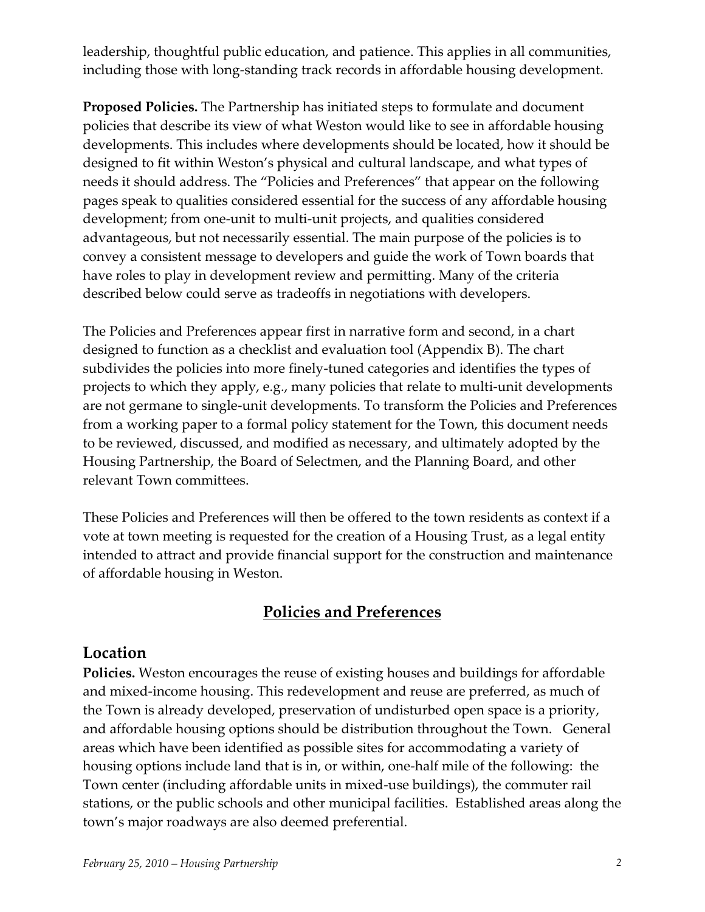leadership, thoughtful public education, and patience. This applies in all communities, including those with long-standing track records in affordable housing development.

**Proposed Policies.** The Partnership has initiated steps to formulate and document policies that describe its view of what Weston would like to see in affordable housing developments. This includes where developments should be located, how it should be designed to fit within Weston's physical and cultural landscape, and what types of needs it should address. The "Policies and Preferences" that appear on the following pages speak to qualities considered essential for the success of any affordable housing development; from one-unit to multi-unit projects, and qualities considered advantageous, but not necessarily essential. The main purpose of the policies is to convey a consistent message to developers and guide the work of Town boards that have roles to play in development review and permitting. Many of the criteria described below could serve as tradeoffs in negotiations with developers.

The Policies and Preferences appear first in narrative form and second, in a chart designed to function as a checklist and evaluation tool (Appendix B). The chart subdivides the policies into more finely-tuned categories and identifies the types of projects to which they apply, e.g., many policies that relate to multi-unit developments are not germane to single-unit developments. To transform the Policies and Preferences from a working paper to a formal policy statement for the Town, this document needs to be reviewed, discussed, and modified as necessary, and ultimately adopted by the Housing Partnership, the Board of Selectmen, and the Planning Board, and other relevant Town committees.

These Policies and Preferences will then be offered to the town residents as context if a vote at town meeting is requested for the creation of a Housing Trust, as a legal entity intended to attract and provide financial support for the construction and maintenance of affordable housing in Weston.

## Policies and Preferences

### Location

**Policies.** Weston encourages the reuse of existing houses and buildings for affordable and mixed-income housing. This redevelopment and reuse are preferred, as much of the Town is already developed, preservation of undisturbed open space is a priority, and affordable housing options should be distribution throughout the Town. General areas which have been identified as possible sites for accommodating a variety of housing options include land that is in, or within, one-half mile of the following: the Town center (including affordable units in mixed-use buildings), the commuter rail stations, or the public schools and other municipal facilities. Established areas along the town's major roadways are also deemed preferential.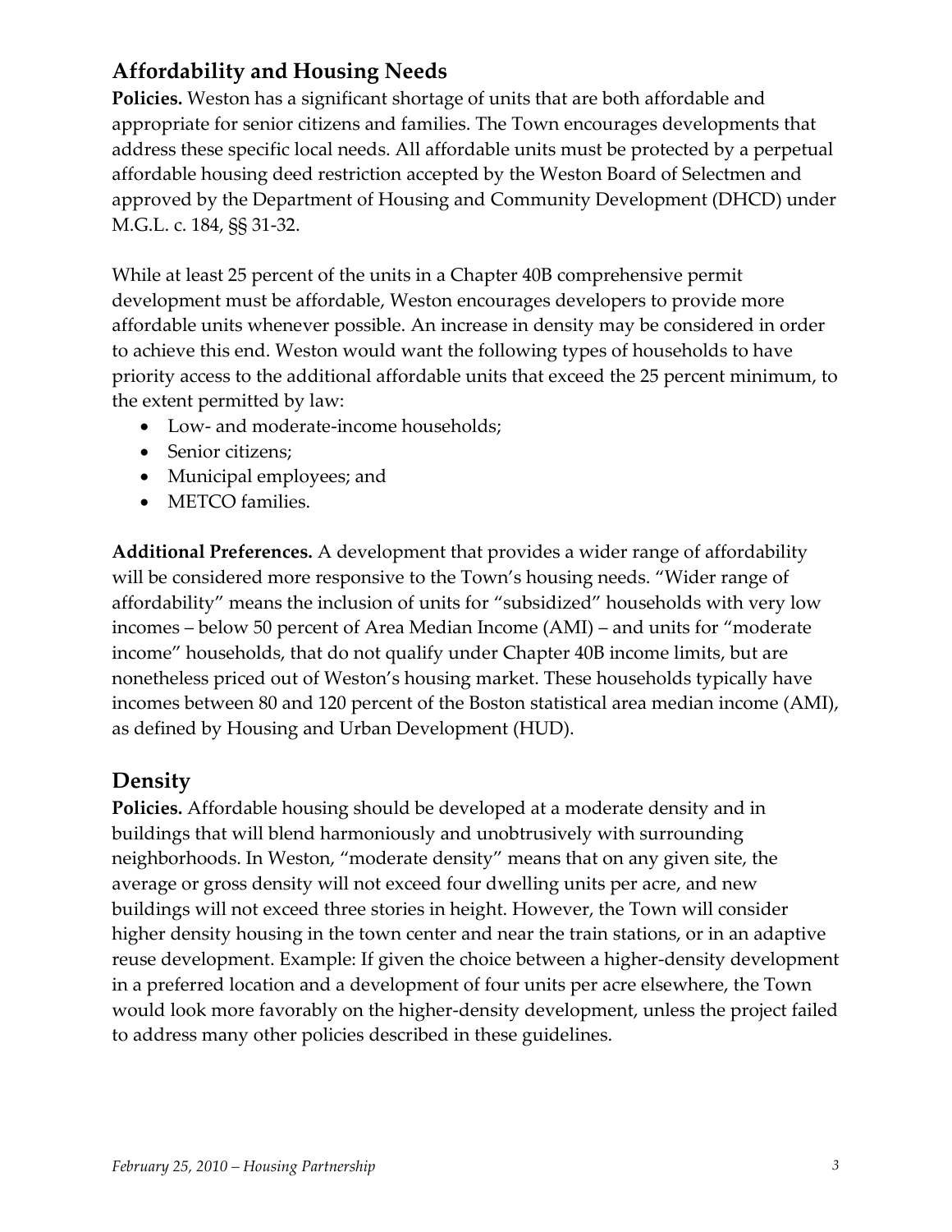## Affordability and Housing Needs

**Policies.** Weston has a significant shortage of units that are both affordable and appropriate for senior citizens and families. The Town encourages developments that address these specific local needs. All affordable units must be protected by a perpetual affordable housing deed restriction accepted by the Weston Board of Selectmen and approved by the Department of Housing and Community Development (DHCD) under M.G.L. c. 184, §§ 31-32.

While at least 25 percent of the units in a Chapter 40B comprehensive permit development must be affordable, Weston encourages developers to provide more affordable units whenever possible. An increase in density may be considered in order to achieve this end. Weston would want the following types of households to have priority access to the additional affordable units that exceed the 25 percent minimum, to the extent permitted by law:

- Low- and moderate-income households;
- Senior citizens;
- Municipal employees; and
- METCO families.

**Additional Preferences.** A development that provides a wider range of affordability will be considered more responsive to the Town's housing needs. "Wider range of affordability" means the inclusion of units for "subsidized" households with very low incomes – below 50 percent of Area Median Income (AMI) – and units for "moderate income" households, that do not qualify under Chapter 40B income limits, but are nonetheless priced out of Weston's housing market. These households typically have incomes between 80 and 120 percent of the Boston statistical area median income (AMI), as defined by Housing and Urban Development (HUD).

## Density

**Policies.** Affordable housing should be developed at a moderate density and in buildings that will blend harmoniously and unobtrusively with surrounding neighborhoods. In Weston, "moderate density" means that on any given site, the average or gross density will not exceed four dwelling units per acre, and new buildings will not exceed three stories in height. However, the Town will consider higher density housing in the town center and near the train stations, or in an adaptive reuse development. Example: If given the choice between a higher-density development in a preferred location and a development of four units per acre elsewhere, the Town would look more favorably on the higher-density development, unless the project failed to address many other policies described in these guidelines.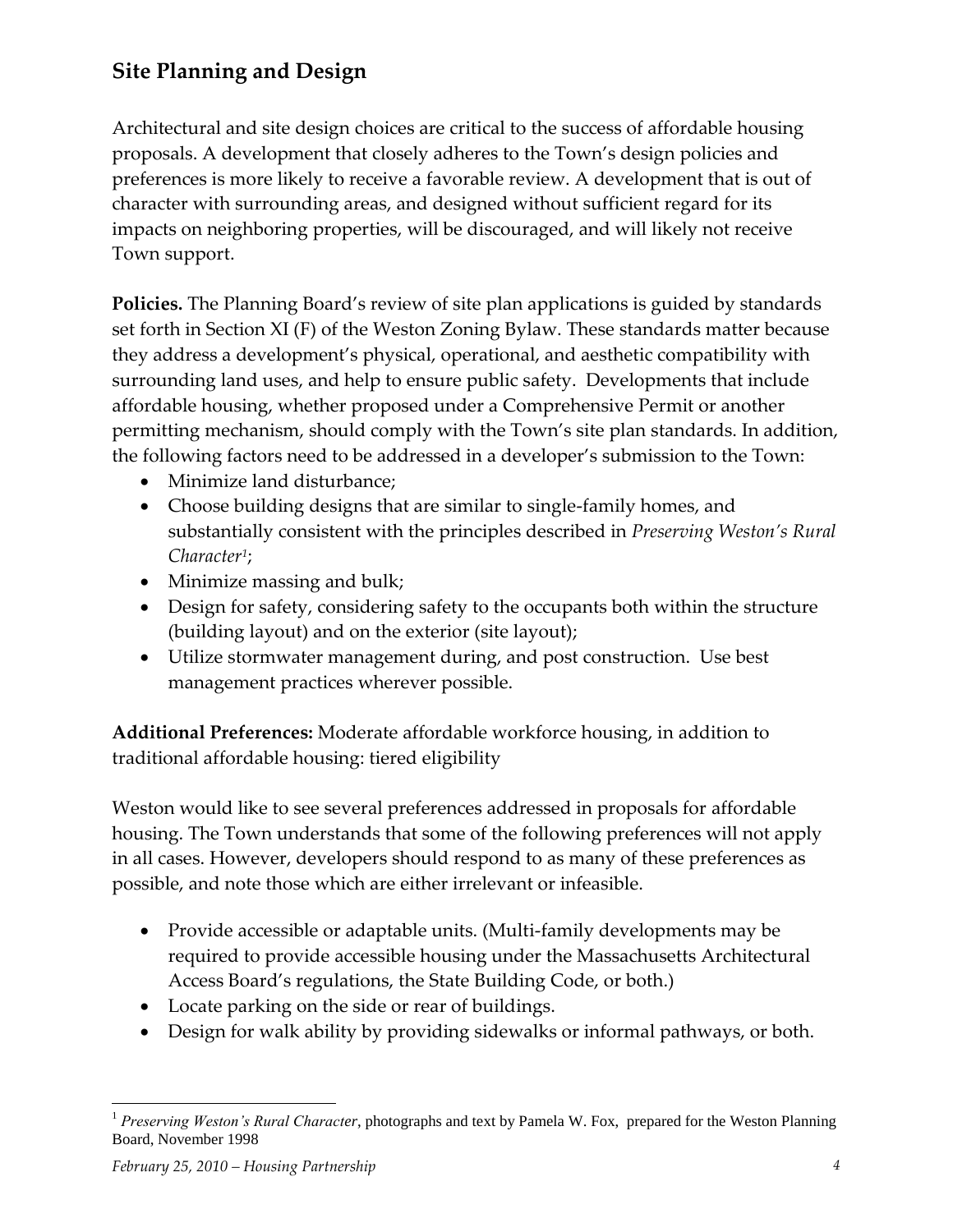## Site Planning and Design

Architectural and site design choices are critical to the success of affordable housing proposals. A development that closely adheres to the Town's design policies and preferences is more likely to receive a favorable review. A development that is out of character with surrounding areas, and designed without sufficient regard for its impacts on neighboring properties, will be discouraged, and will likely not receive Town support.

**Policies.** The Planning Board's review of site plan applications is guided by standards set forth in Section XI (F) of the Weston Zoning Bylaw. These standards matter because they address a development's physical, operational, and aesthetic compatibility with surrounding land uses, and help to ensure public safety. Developments that include affordable housing, whether proposed under a Comprehensive Permit or another permitting mechanism, should comply with the Town's site plan standards. In addition, the following factors need to be addressed in a developer's submission to the Town:

- Minimize land disturbance;
- Choose building designs that are similar to single-family homes, and substantially consistent with the principles described in *Preserving Weston's Rural Character*[1];
- Minimize massing and bulk;
- Design for safety, considering safety to the occupants both within the structure (building layout) and on the exterior (site layout);
- Utilize stormwater management during, and post construction. Use best management practices wherever possible.

**Additional Preferences:** Moderate affordable workforce housing, in addition to traditional affordable housing: tiered eligibility

Weston would like to see several preferences addressed in proposals for affordable housing. The Town understands that some of the following preferences will not apply in all cases. However, developers should respond to as many of these preferences as possible, and note those which are either irrelevant or infeasible.

- Provide accessible or adaptable units. (Multi-family developments may be required to provide accessible housing under the Massachusetts Architectural Access Board's regulations, the State Building Code, or both.)
- Locate parking on the side or rear of buildings.
- Design for walk ability by providing sidewalks or informal pathways, or both.

---

[1] *Preserving Weston's Rural Character*, photographs and text by Pamela W. Fox, prepared for the Weston Planning Board, November 1998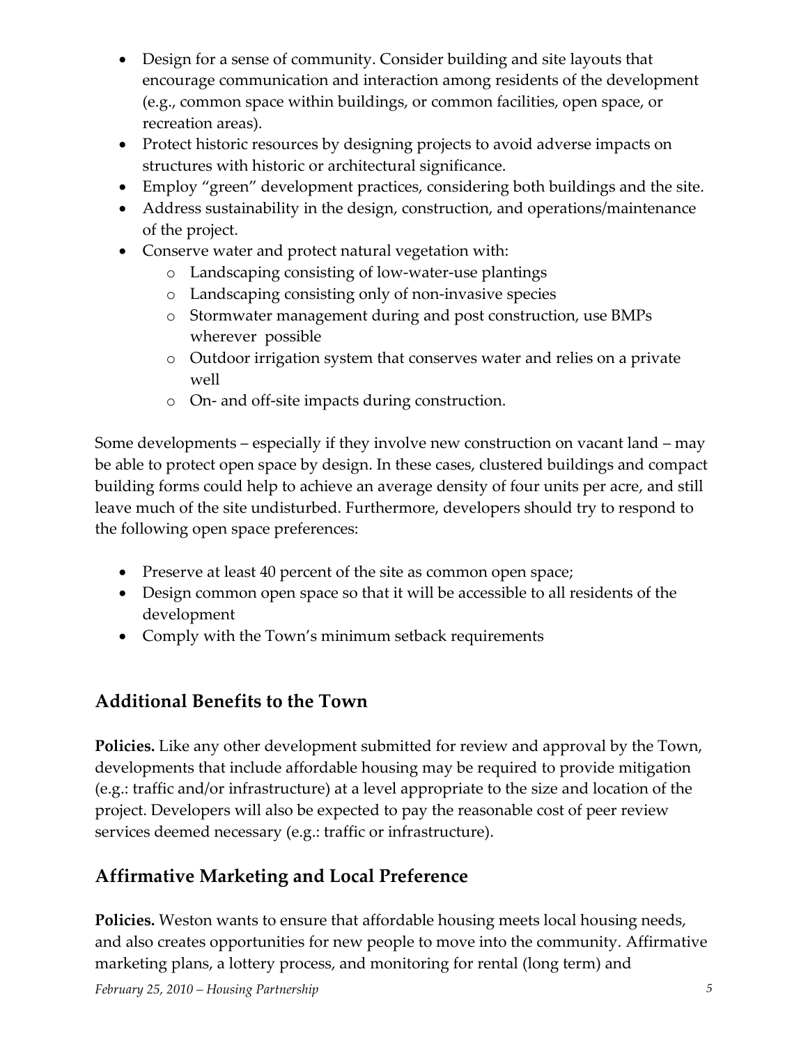- Design for a sense of community. Consider building and site layouts that encourage communication and interaction among residents of the development (e.g., common space within buildings, or common facilities, open space, or recreation areas).
- Protect historic resources by designing projects to avoid adverse impacts on structures with historic or architectural significance.
- Employ "green" development practices, considering both buildings and the site.
- Address sustainability in the design, construction, and operations/maintenance of the project.
- Conserve water and protect natural vegetation with:
  - Landscaping consisting of low-water-use plantings
  - Landscaping consisting only of non-invasive species
  - Stormwater management during and post construction, use BMPs wherever possible
  - Outdoor irrigation system that conserves water and relies on a private well
  - On- and off-site impacts during construction.

Some developments – especially if they involve new construction on vacant land – may be able to protect open space by design. In these cases, clustered buildings and compact building forms could help to achieve an average density of four units per acre, and still leave much of the site undisturbed. Furthermore, developers should try to respond to the following open space preferences:

- Preserve at least 40 percent of the site as common open space;
- Design common open space so that it will be accessible to all residents of the development
- Comply with the Town's minimum setback requirements

## Additional Benefits to the Town

**Policies.** Like any other development submitted for review and approval by the Town, developments that include affordable housing may be required to provide mitigation (e.g.: traffic and/or infrastructure) at a level appropriate to the size and location of the project. Developers will also be expected to pay the reasonable cost of peer review services deemed necessary (e.g.: traffic or infrastructure).

## Affirmative Marketing and Local Preference

**Policies.** Weston wants to ensure that affordable housing meets local housing needs, and also creates opportunities for new people to move into the community. Affirmative marketing plans, a lottery process, and monitoring for rental (long term) and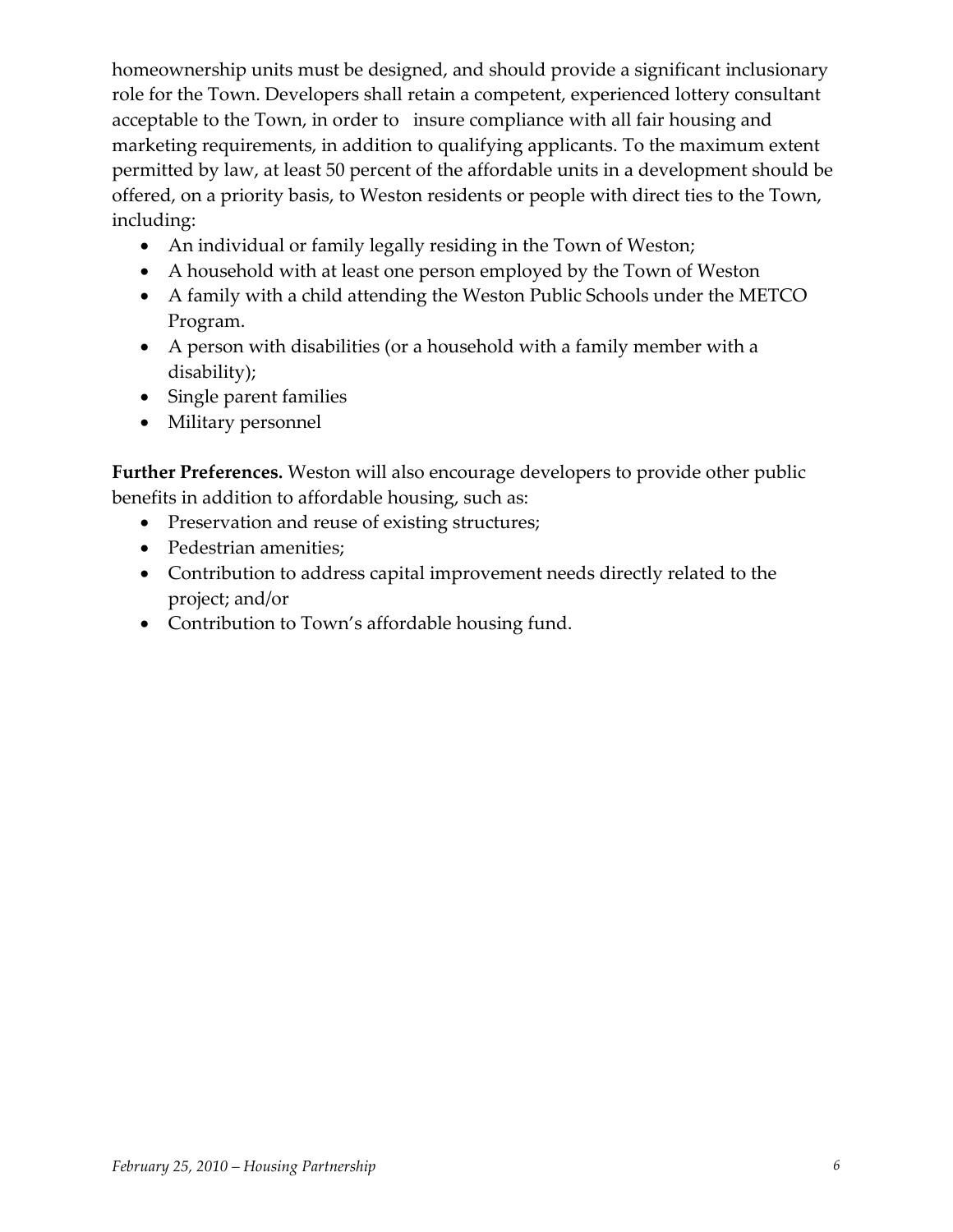homeownership units must be designed, and should provide a significant inclusionary role for the Town. Developers shall retain a competent, experienced lottery consultant acceptable to the Town, in order to insure compliance with all fair housing and marketing requirements, in addition to qualifying applicants. To the maximum extent permitted by law, at least 50 percent of the affordable units in a development should be offered, on a priority basis, to Weston residents or people with direct ties to the Town, including:

- An individual or family legally residing in the Town of Weston;
- A household with at least one person employed by the Town of Weston
- A family with a child attending the Weston Public Schools under the METCO Program.
- A person with disabilities (or a household with a family member with a disability);
- Single parent families
- Military personnel

**Further Preferences.** Weston will also encourage developers to provide other public benefits in addition to affordable housing, such as:

- Preservation and reuse of existing structures;
- Pedestrian amenities;
- Contribution to address capital improvement needs directly related to the project; and/or
- Contribution to Town's affordable housing fund.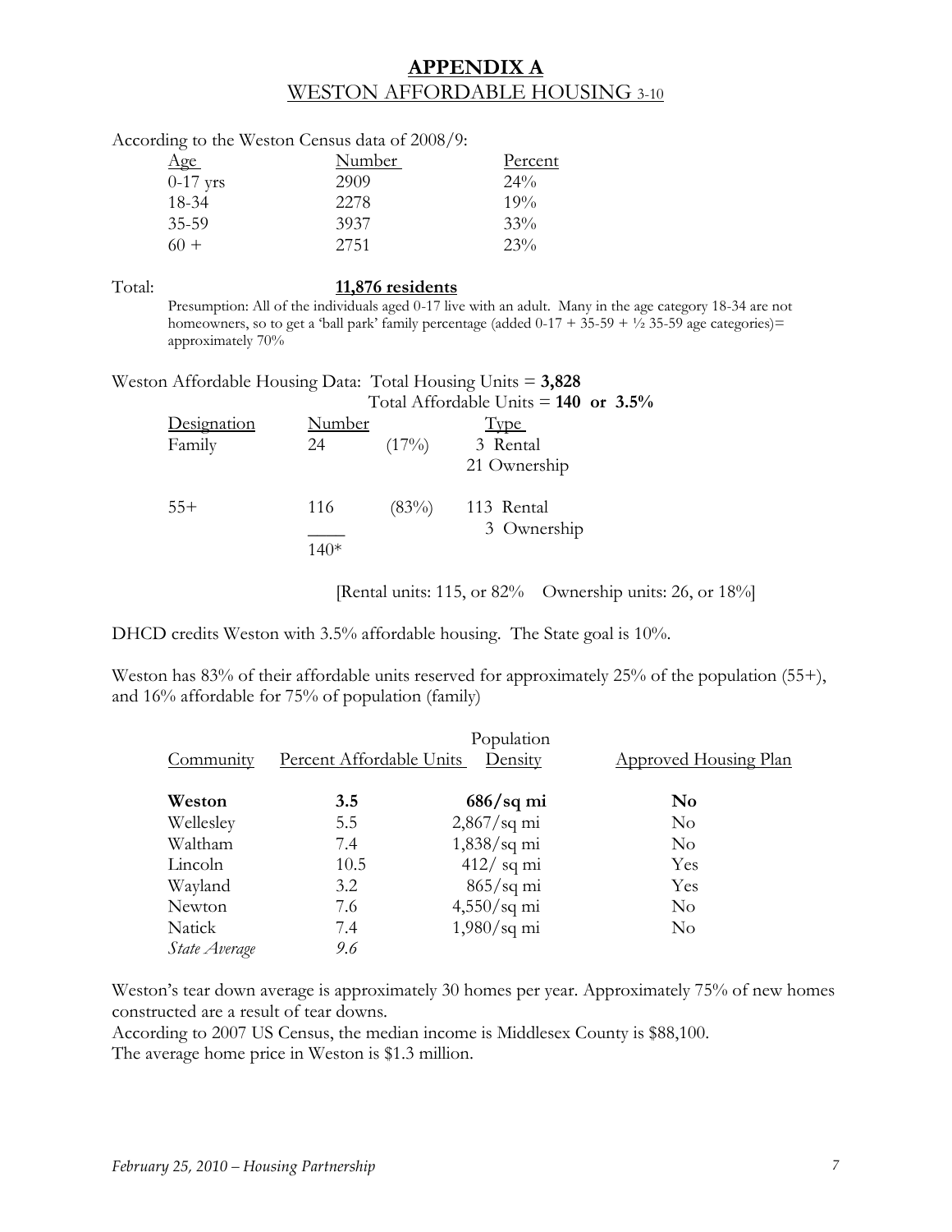# APPENDIX A

## WESTON AFFORDABLE HOUSING 3-10

According to the Weston Census data of 2008/9:

| Age | Number | Percent |
|---|---|---|
| 0-17 yrs | 2909 | 24% |
| 18-34 | 2278 | 19% |
| 35-59 | 3937 | 33% |
| 60 + | 2751 | 23% |

Total: **11,876 residents**

Presumption: All of the individuals aged 0-17 live with an adult. Many in the age category 18-34 are not homeowners, so to get a 'ball park' family percentage (added 0-17 + 35-59 + ½ 35-59 age categories)= approximately 70%

Weston Affordable Housing Data: Total Housing Units = **3,828**

Total Affordable Units = **140 or 3.5%**

| Designation | Number | | Type |
|---|---|---|---|
| Family | 24 | (17%) | 3 Rental<br>21 Ownership |
| 55+ | 116 | (83%) | 113 Rental<br>3 Ownership |
| | 140* | | |

[Rental units: 115, or 82% Ownership units: 26, or 18%]

DHCD credits Weston with 3.5% affordable housing. The State goal is 10%.

Weston has 83% of their affordable units reserved for approximately 25% of the population (55+), and 16% affordable for 75% of population (family)

| Community | Percent Affordable Units | Population Density | Approved Housing Plan |
|---|---|---|---|
| **Weston** | **3.5** | **686/sq mi** | **No** |
| Wellesley | 5.5 | 2,867/sq mi | No |
| Waltham | 7.4 | 1,838/sq mi | No |
| Lincoln | 10.5 | 412/ sq mi | Yes |
| Wayland | 3.2 | 865/sq mi | Yes |
| Newton | 7.6 | 4,550/sq mi | No |
| Natick | 7.4 | 1,980/sq mi | No |
| *State Average* | *9.6* | | |

Weston's tear down average is approximately 30 homes per year. Approximately 75% of new homes constructed are a result of tear downs.

According to 2007 US Census, the median income is Middlesex County is $88,100.

The average home price in Weston is $1.3 million.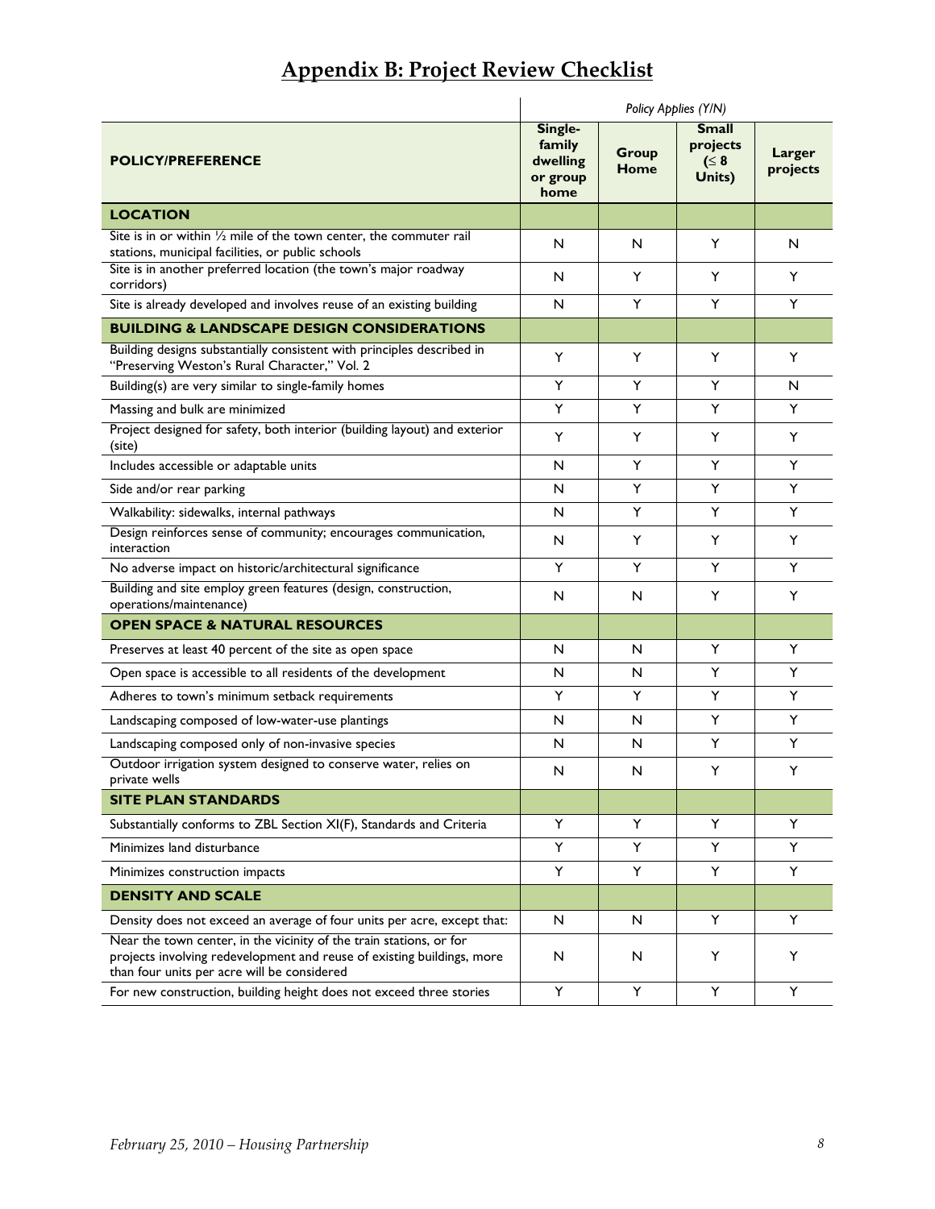# Appendix B: Project Review Checklist

| | Policy Applies (Y/N) | | | |
|---|---|---|---|---|
| **POLICY/PREFERENCE** | **Single-family dwelling or group home** | **Group Home** | **Small projects (≤ 8 Units)** | **Larger projects** |
| **LOCATION** | | | | |
| Site is in or within ½ mile of the town center, the commuter rail stations, municipal facilities, or public schools | N | N | Y | N |
| Site is in another preferred location (the town's major roadway corridors) | N | Y | Y | Y |
| Site is already developed and involves reuse of an existing building | N | Y | Y | Y |
| **BUILDING & LANDSCAPE DESIGN CONSIDERATIONS** | | | | |
| Building designs substantially consistent with principles described in "Preserving Weston's Rural Character," Vol. 2 | Y | Y | Y | Y |
| Building(s) are very similar to single-family homes | Y | Y | Y | N |
| Massing and bulk are minimized | Y | Y | Y | Y |
| Project designed for safety, both interior (building layout) and exterior (site) | Y | Y | Y | Y |
| Includes accessible or adaptable units | N | Y | Y | Y |
| Side and/or rear parking | N | Y | Y | Y |
| Walkability: sidewalks, internal pathways | N | Y | Y | Y |
| Design reinforces sense of community; encourages communication, interaction | N | Y | Y | Y |
| No adverse impact on historic/architectural significance | Y | Y | Y | Y |
| Building and site employ green features (design, construction, operations/maintenance) | N | N | Y | Y |
| **OPEN SPACE & NATURAL RESOURCES** | | | | |
| Preserves at least 40 percent of the site as open space | N | N | Y | Y |
| Open space is accessible to all residents of the development | N | N | Y | Y |
| Adheres to town's minimum setback requirements | Y | Y | Y | Y |
| Landscaping composed of low-water-use plantings | N | N | Y | Y |
| Landscaping composed only of non-invasive species | N | N | Y | Y |
| Outdoor irrigation system designed to conserve water, relies on private wells | N | N | Y | Y |
| **SITE PLAN STANDARDS** | | | | |
| Substantially conforms to ZBL Section XI(F), Standards and Criteria | Y | Y | Y | Y |
| Minimizes land disturbance | Y | Y | Y | Y |
| Minimizes construction impacts | Y | Y | Y | Y |
| **DENSITY AND SCALE** | | | | |
| Density does not exceed an average of four units per acre, except that: | N | N | Y | Y |
| Near the town center, in the vicinity of the train stations, or for projects involving redevelopment and reuse of existing buildings, more than four units per acre will be considered | N | N | Y | Y |
| For new construction, building height does not exceed three stories | Y | Y | Y | Y |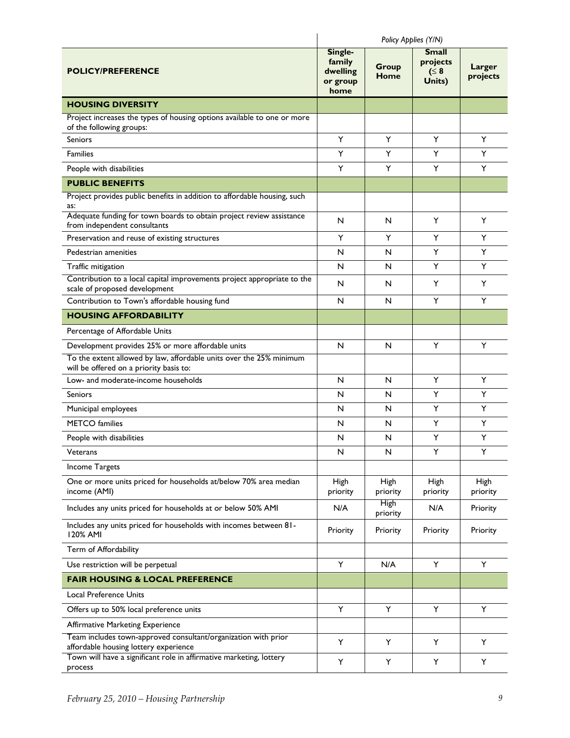| | Policy Applies (Y/N) | | | |
|---|---|---|---|---|
| **POLICY/PREFERENCE** | **Single-family dwelling or group home** | **Group Home** | **Small projects (≤ 8 Units)** | **Larger projects** |
| **HOUSING DIVERSITY** | | | | |
| Project increases the types of housing options available to one or more of the following groups: | | | | |
| Seniors | Y | Y | Y | Y |
| Families | Y | Y | Y | Y |
| People with disabilities | Y | Y | Y | Y |
| **PUBLIC BENEFITS** | | | | |
| Project provides public benefits in addition to affordable housing, such as: | | | | |
| Adequate funding for town boards to obtain project review assistance from independent consultants | N | N | Y | Y |
| Preservation and reuse of existing structures | Y | Y | Y | Y |
| Pedestrian amenities | N | N | Y | Y |
| Traffic mitigation | N | N | Y | Y |
| Contribution to a local capital improvements project appropriate to the scale of proposed development | N | N | Y | Y |
| Contribution to Town's affordable housing fund | N | N | Y | Y |
| **HOUSING AFFORDABILITY** | | | | |
| Percentage of Affordable Units | | | | |
| Development provides 25% or more affordable units | N | N | Y | Y |
| To the extent allowed by law, affordable units over the 25% minimum will be offered on a priority basis to: | | | | |
| Low- and moderate-income households | N | N | Y | Y |
| Seniors | N | N | Y | Y |
| Municipal employees | N | N | Y | Y |
| METCO families | N | N | Y | Y |
| People with disabilities | N | N | Y | Y |
| Veterans | N | N | Y | Y |
| Income Targets | | | | |
| One or more units priced for households at/below 70% area median income (AMI) | High priority | High priority | High priority | High priority |
| Includes any units priced for households at or below 50% AMI | N/A | High priority | N/A | Priority |
| Includes any units priced for households with incomes between 81-120% AMI | Priority | Priority | Priority | Priority |
| Term of Affordability | | | | |
| Use restriction will be perpetual | Y | N/A | Y | Y |
| **FAIR HOUSING & LOCAL PREFERENCE** | | | | |
| Local Preference Units | | | | |
| Offers up to 50% local preference units | Y | Y | Y | Y |
| Affirmative Marketing Experience | | | | |
| Team includes town-approved consultant/organization with prior affordable housing lottery experience | Y | Y | Y | Y |
| Town will have a significant role in affirmative marketing, lottery process | Y | Y | Y | Y |